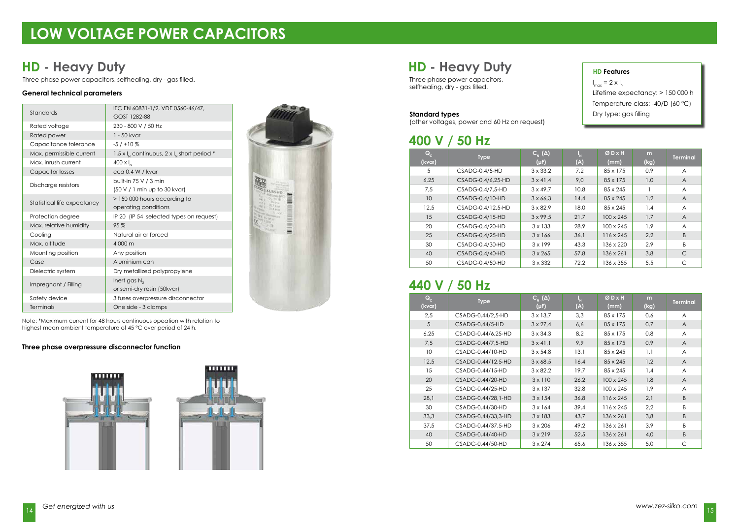// Page 1
# LOW VOLTAGE POWER CAPACITORS

## HD - Heavy Duty

Three phase power capacitors, selfhealing, dry - gas filled.

### General technical parameters

| | |
|---|---|
| Standards | IEC EN 60831-1/2, VDE 0560-46/47, GOST 1282-88 |
| Rated voltage | 230 - 800 V / 50 Hz |
| Rated power | 1 - 50 kvar |
| Capacitance tolerance | -5 / +10 % |
| Max. permissible current | 1,5 x $I_N$ continuous, 2 x $I_N$ short period * |
| Max. inrush current | 400 x $I_N$ |
| Capacitor losses | cca 0,4 W / kvar |
| Discharge resistors | built-in 75 V / 3 min (50 V / 1 min up to 30 kvar) |
| Statistical life expectancy | > 150 000 hours according to operating conditions |
| Protection degree | IP 20 (IP 54 selected types on request) |
| Max. relative humidity | 95 % |
| Cooling | Natural air or forced |
| Max. altitude | 4 000 m |
| Mounting position | Any position |
| Case | Aluminium can |
| Dielectric system | Dry metallized polypropylene |
| Impregnant / Filling | Inert gas $N_2$ or semi-dry resin (50kvar) |
| Safety device | 3 fuses overpressure disconnector |
| Terminals | One side - 3 clamps |

Note: *Maximum current for 48 hours continuous opeation with relation to highest mean ambient temperature of 45 °C over period of 24 h.

### Three phase overpressure disconnector function

## HD - Heavy Duty

Three phase power capacitors, selfhealing, dry - gas filled.

**HD Features**

$I_{max}$ = 2 x $I_N$
Lifetime expectancy: > 150 000 h
Temperature class: -40/D (60 °C)
Dry type: gas filling

**Standard types**
(other voltages, power and 60 Hz on request)

## 400 V / 50 Hz

| $Q_C$ (kvar) | Type | $C_N$ (Δ) (μF) | $I_N$ (A) | Ø D x H (mm) | m (kg) | Terminal |
|---|---|---|---|---|---|---|
| 5 | CSADG-0,4/5-HD | 3 x 33,2 | 7,2 | 85 x 175 | 0,9 | A |
| 6,25 | CSADG-0,4/6,25-HD | 3 x 41,4 | 9,0 | 85 x 175 | 1,0 | A |
| 7,5 | CSADG-0,4/7,5-HD | 3 x 49,7 | 10,8 | 85 x 245 | 1 | A |
| 10 | CSADG-0,4/10-HD | 3 x 66,3 | 14,4 | 85 x 245 | 1,2 | A |
| 12,5 | CSADG-0,4/12,5-HD | 3 x 82,9 | 18,0 | 85 x 245 | 1,4 | A |
| 15 | CSADG-0,4/15-HD | 3 x 99,5 | 21,7 | 100 x 245 | 1,7 | A |
| 20 | CSADG-0,4/20-HD | 3 x 133 | 28,9 | 100 x 245 | 1,9 | A |
| 25 | CSADG-0,4/25-HD | 3 x 166 | 36,1 | 116 x 245 | 2,2 | B |
| 30 | CSADG-0,4/30-HD | 3 x 199 | 43,3 | 136 x 220 | 2,9 | B |
| 40 | CSADG-0,4/40-HD | 3 x 265 | 57,8 | 136 x 261 | 3,8 | C |
| 50 | CSADG-0,4/50-HD | 3 x 332 | 72,2 | 136 x 355 | 5,5 | C |

## 440 V / 50 Hz

| $Q_C$ (kvar) | Type | $C_N$ (Δ) (μF) | $I_N$ (A) | Ø D x H (mm) | m (kg) | Terminal |
|---|---|---|---|---|---|---|
| 2,5 | CSADG-0,44/2,5-HD | 3 x 13,7 | 3,3 | 85 x 175 | 0,6 | A |
| 5 | CSADG-0,44/5-HD | 3 x 27,4 | 6,6 | 85 x 175 | 0,7 | A |
| 6,25 | CSADG-0,44/6,25-HD | 3 x 34,3 | 8,2 | 85 x 175 | 0,8 | A |
| 7,5 | CSADG-0,44/7,5-HD | 3 x 41,1 | 9,9 | 85 x 175 | 0,9 | A |
| 10 | CSADG-0,44/10-HD | 3 x 54,8 | 13,1 | 85 x 245 | 1,1 | A |
| 12,5 | CSADG-0,44/12,5-HD | 3 x 68,5 | 16,4 | 85 x 245 | 1,2 | A |
| 15 | CSADG-0,44/15-HD | 3 x 82,2 | 19,7 | 85 x 245 | 1,4 | A |
| 20 | CSADG-0,44/20-HD | 3 x 110 | 26,2 | 100 x 245 | 1,8 | A |
| 25 | CSADG-0,44/25-HD | 3 x 137 | 32,8 | 100 x 245 | 1,9 | A |
| 28,1 | CSADG-0,44/28,1-HD | 3 x 154 | 36,8 | 116 x 245 | 2,1 | B |
| 30 | CSADG-0,44/30-HD | 3 x 164 | 39,4 | 116 x 245 | 2,2 | B |
| 33,3 | CSADG-0,44/33,3-HD | 3 x 183 | 43,7 | 136 x 261 | 3,8 | B |
| 37,5 | CSADG-0,44/37,5-HD | 3 x 206 | 49,2 | 136 x 261 | 3,9 | B |
| 40 | CSADG-0,44/40-HD | 3 x 219 | 52,5 | 136 x 261 | 4,0 | B |
| 50 | CSADG-0,44/50-HD | 3 x 274 | 65,6 | 136 x 355 | 5,0 | C |

*Get energized with us*

www.zez-silko.com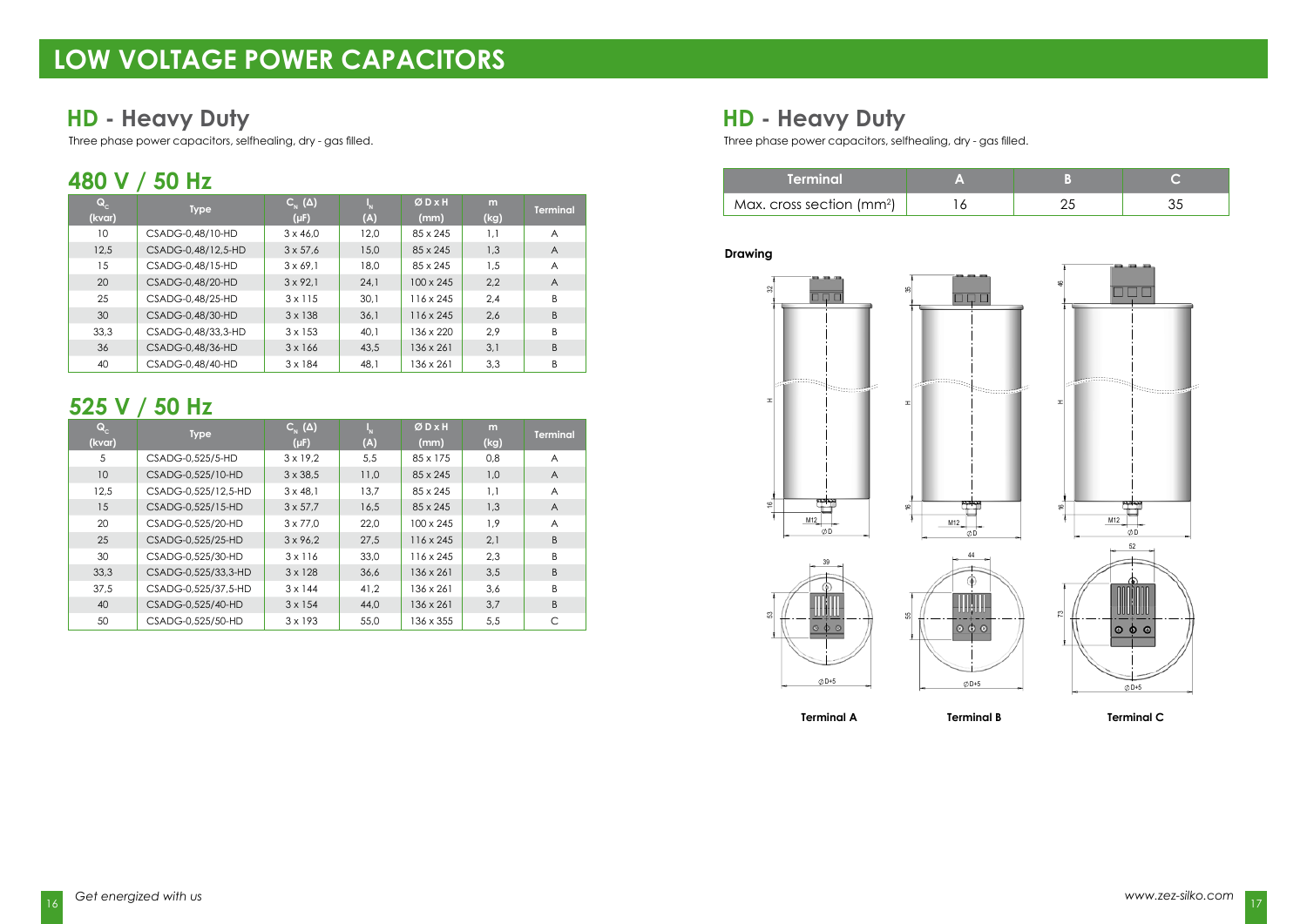# LOW VOLTAGE POWER CAPACITORS

## HD - Heavy Duty

Three phase power capacitors, selfhealing, dry - gas filled.

### 480 V / 50 Hz

| $Q_C$ (kvar) | Type | $C_N$ (Δ) (μF) | $I_N$ (A) | Ø D x H (mm) | m (kg) | Terminal |
|---|---|---|---|---|---|---|
| 10 | CSADG-0,48/10-HD | 3 x 46,0 | 12,0 | 85 x 245 | 1,1 | A |
| 12,5 | CSADG-0,48/12,5-HD | 3 x 57,6 | 15,0 | 85 x 245 | 1,3 | A |
| 15 | CSADG-0,48/15-HD | 3 x 69,1 | 18,0 | 85 x 245 | 1,5 | A |
| 20 | CSADG-0,48/20-HD | 3 x 92,1 | 24,1 | 100 x 245 | 2,2 | A |
| 25 | CSADG-0,48/25-HD | 3 x 115 | 30,1 | 116 x 245 | 2,4 | B |
| 30 | CSADG-0,48/30-HD | 3 x 138 | 36,1 | 116 x 245 | 2,6 | B |
| 33,3 | CSADG-0,48/33,3-HD | 3 x 153 | 40,1 | 136 x 220 | 2,9 | B |
| 36 | CSADG-0,48/36-HD | 3 x 166 | 43,5 | 136 x 261 | 3,1 | B |
| 40 | CSADG-0,48/40-HD | 3 x 184 | 48,1 | 136 x 261 | 3,3 | B |

### 525 V / 50 Hz

| $Q_C$ (kvar) | Type | $C_N$ (Δ) (μF) | $I_N$ (A) | Ø D x H (mm) | m (kg) | Terminal |
|---|---|---|---|---|---|---|
| 5 | CSADG-0,525/5-HD | 3 x 19,2 | 5,5 | 85 x 175 | 0,8 | A |
| 10 | CSADG-0,525/10-HD | 3 x 38,5 | 11,0 | 85 x 245 | 1,0 | A |
| 12,5 | CSADG-0,525/12,5-HD | 3 x 48,1 | 13,7 | 85 x 245 | 1,1 | A |
| 15 | CSADG-0,525/15-HD | 3 x 57,7 | 16,5 | 85 x 245 | 1,3 | A |
| 20 | CSADG-0,525/20-HD | 3 x 77,0 | 22,0 | 100 x 245 | 1,9 | A |
| 25 | CSADG-0,525/25-HD | 3 x 96,2 | 27,5 | 116 x 245 | 2,1 | B |
| 30 | CSADG-0,525/30-HD | 3 x 116 | 33,0 | 116 x 245 | 2,3 | B |
| 33,3 | CSADG-0,525/33,3-HD | 3 x 128 | 36,6 | 136 x 261 | 3,5 | B |
| 37,5 | CSADG-0,525/37,5-HD | 3 x 144 | 41,2 | 136 x 261 | 3,6 | B |
| 40 | CSADG-0,525/40-HD | 3 x 154 | 44,0 | 136 x 261 | 3,7 | B |
| 50 | CSADG-0,525/50-HD | 3 x 193 | 55,0 | 136 x 355 | 5,5 | C |

## HD - Heavy Duty

Three phase power capacitors, selfhealing, dry - gas filled.

| Terminal | A | B | C |
|---|---|---|---|
| Max. cross section (mm²) | 16 | 25 | 35 |

**Drawing**

32
35
46
H
16
M12
ØD
39
44
52
53
55
73
ØD+5

Terminal A

Terminal B

Terminal C

*Get energized with us*

www.zez-silko.com